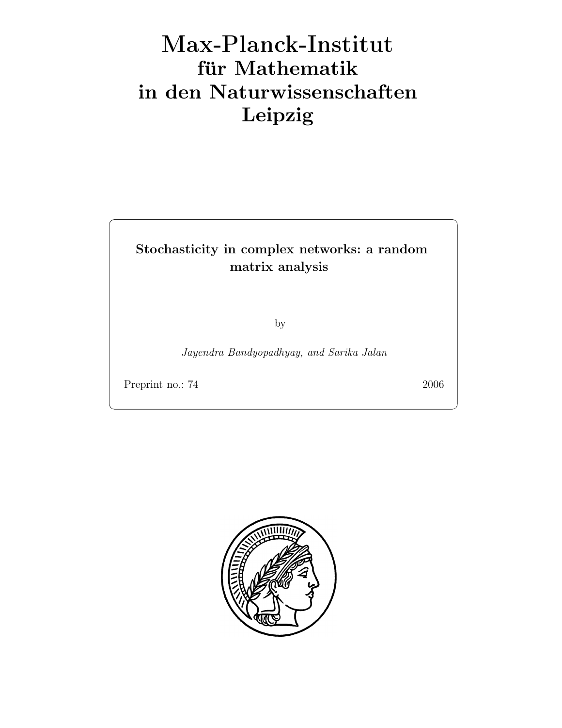# Max-Planck-Institut für Mathematik in den Naturwissenschaften Leipzig

**Stochasticity in complex networks: a random matrix analysis**

by

*Jayendra Bandyopadhyay, and Sarika Jalan*

Preprint no.: 74 2006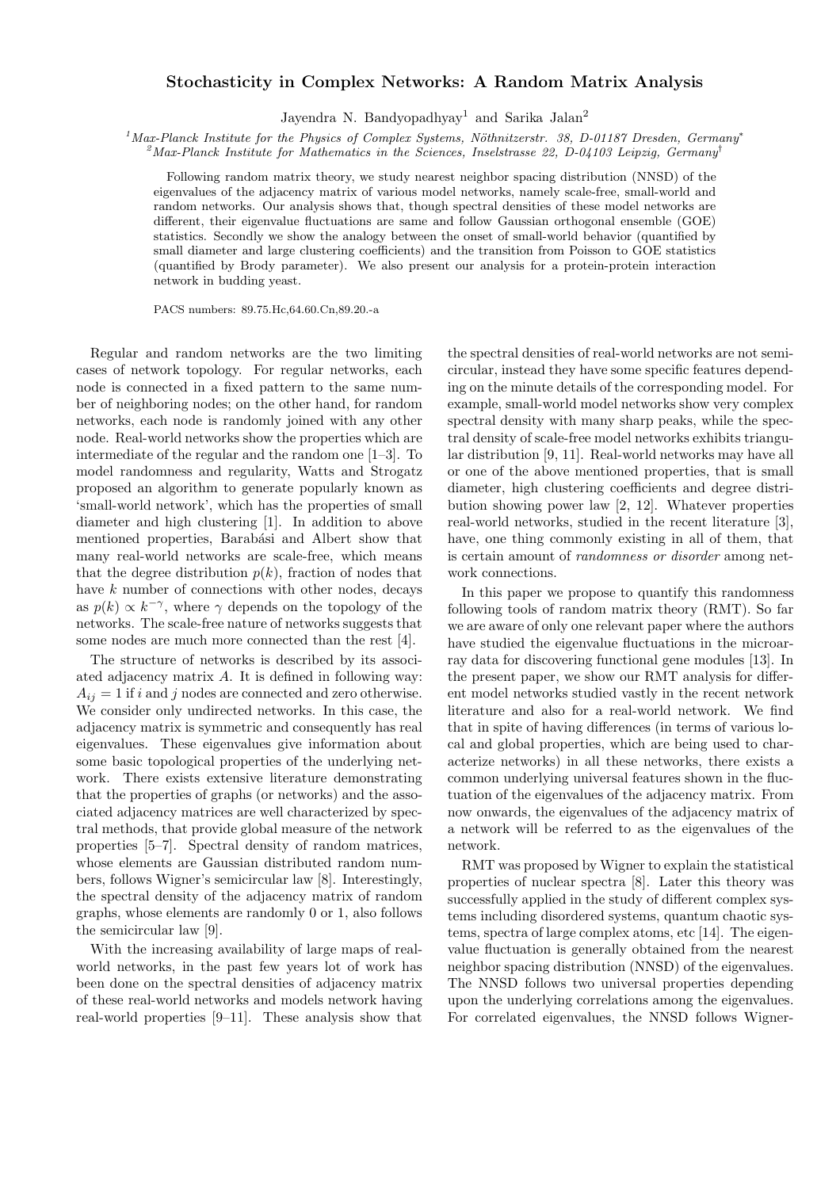# Stochasticity in Complex Networks: A Random Matrix Analysis

Jayendra N. Bandyopadhyay[1] and Sarika Jalan[2]

[1]*Max-Planck Institute for the Physics of Complex Systems, Nöthnitzerstr. 38, D-01187 Dresden, Germany*[*]
[2]*Max-Planck Institute for Mathematics in the Sciences, Inselstrasse 22, D-04103 Leipzig, Germany*[†]

Following random matrix theory, we study nearest neighbor spacing distribution (NNSD) of the eigenvalues of the adjacency matrix of various model networks, namely scale-free, small-world and random networks. Our analysis shows that, though spectral densities of these model networks are different, their eigenvalue fluctuations are same and follow Gaussian orthogonal ensemble (GOE) statistics. Secondly we show the analogy between the onset of small-world behavior (quantified by small diameter and large clustering coefficients) and the transition from Poisson to GOE statistics (quantified by Brody parameter). We also present our analysis for a protein-protein interaction network in budding yeast.

PACS numbers: 89.75.Hc,64.60.Cn,89.20.-a

Regular and random networks are the two limiting cases of network topology. For regular networks, each node is connected in a fixed pattern to the same number of neighboring nodes; on the other hand, for random networks, each node is randomly joined with any other node. Real-world networks show the properties which are intermediate of the regular and the random one [1–3]. To model randomness and regularity, Watts and Strogatz proposed an algorithm to generate popularly known as 'small-world network', which has the properties of small diameter and high clustering [1]. In addition to above mentioned properties, Barabási and Albert show that many real-world networks are scale-free, which means that the degree distribution $p(k)$, fraction of nodes that have $k$ number of connections with other nodes, decays as $p(k) \propto k^{-\gamma}$, where $\gamma$ depends on the topology of the networks. The scale-free nature of networks suggests that some nodes are much more connected than the rest [4].

The structure of networks is described by its associated adjacency matrix $A$. It is defined in following way: $A_{ij} = 1$ if $i$ and $j$ nodes are connected and zero otherwise. We consider only undirected networks. In this case, the adjacency matrix is symmetric and consequently has real eigenvalues. These eigenvalues give information about some basic topological properties of the underlying network. There exists extensive literature demonstrating that the properties of graphs (or networks) and the associated adjacency matrices are well characterized by spectral methods, that provide global measure of the network properties [5–7]. Spectral density of random matrices, whose elements are Gaussian distributed random numbers, follows Wigner's semicircular law [8]. Interestingly, the spectral density of the adjacency matrix of random graphs, whose elements are randomly 0 or 1, also follows the semicircular law [9].

With the increasing availability of large maps of real-world networks, in the past few years lot of work has been done on the spectral densities of adjacency matrix of these real-world networks and models network having real-world properties [9–11]. These analysis show that the spectral densities of real-world networks are not semicircular, instead they have some specific features depending on the minute details of the corresponding model. For example, small-world model networks show very complex spectral density with many sharp peaks, while the spectral density of scale-free model networks exhibits triangular distribution [9, 11]. Real-world networks may have all or one of the above mentioned properties, that is small diameter, high clustering coefficients and degree distribution showing power law [2, 12]. Whatever properties real-world networks, studied in the recent literature [3], have, one thing commonly existing in all of them, that is certain amount of *randomness or disorder* among network connections.

In this paper we propose to quantify this randomness following tools of random matrix theory (RMT). So far we are aware of only one relevant paper where the authors have studied the eigenvalue fluctuations in the microarray data for discovering functional gene modules [13]. In the present paper, we show our RMT analysis for different model networks studied vastly in the recent network literature and also for a real-world network. We find that in spite of having differences (in terms of various local and global properties, which are being used to characterize networks) in all these networks, there exists a common underlying universal features shown in the fluctuation of the eigenvalues of the adjacency matrix. From now onwards, the eigenvalues of the adjacency matrix of a network will be referred to as the eigenvalues of the network.

RMT was proposed by Wigner to explain the statistical properties of nuclear spectra [8]. Later this theory was successfully applied in the study of different complex systems including disordered systems, quantum chaotic systems, spectra of large complex atoms, etc [14]. The eigenvalue fluctuation is generally obtained from the nearest neighbor spacing distribution (NNSD) of the eigenvalues. The NNSD follows two universal properties depending upon the underlying correlations among the eigenvalues. For correlated eigenvalues, the NNSD follows Wigner-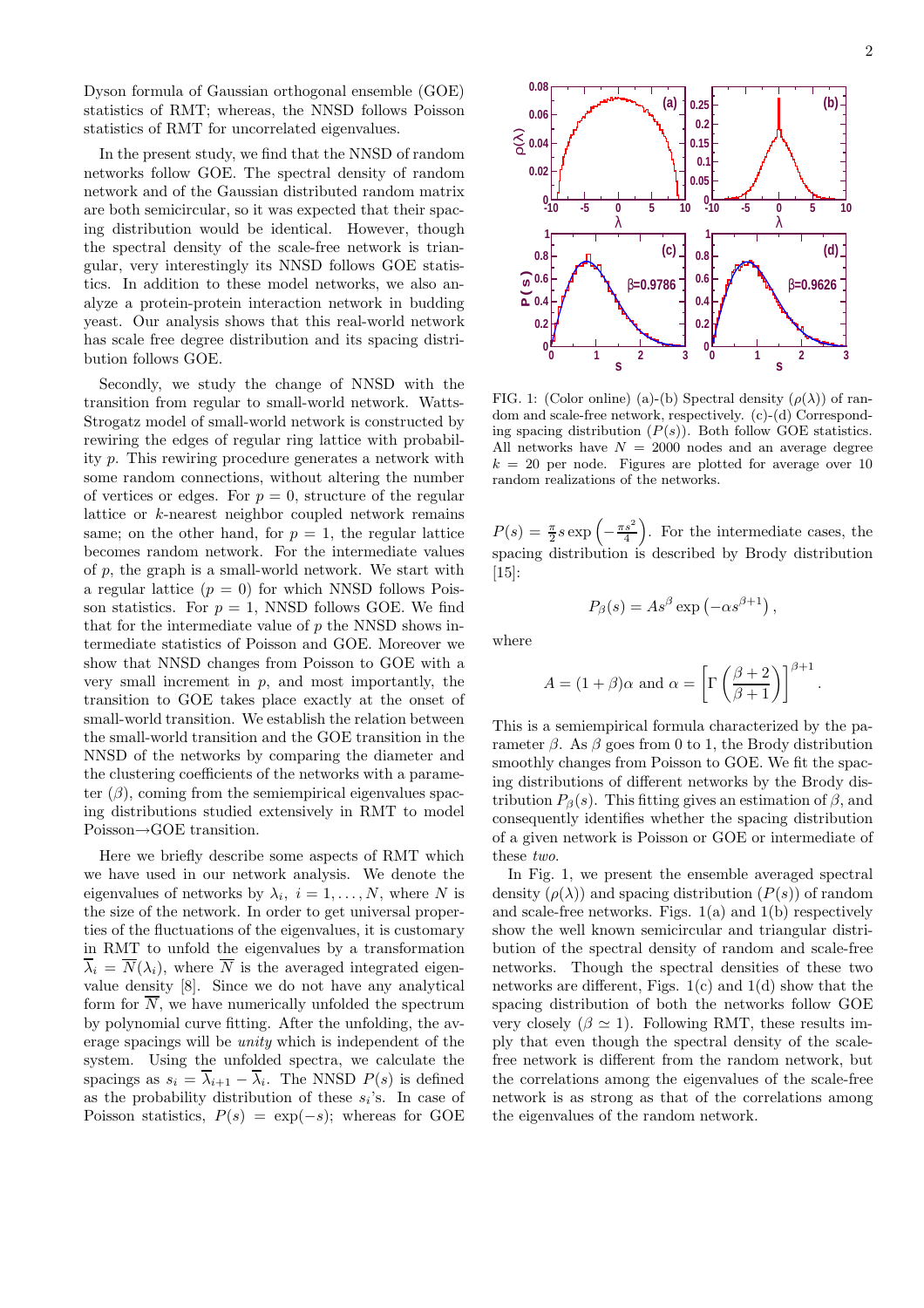Dyson formula of Gaussian orthogonal ensemble (GOE) statistics of RMT; whereas, the NNSD follows Poisson statistics of RMT for uncorrelated eigenvalues.

In the present study, we find that the NNSD of random networks follow GOE. The spectral density of random network and of the Gaussian distributed random matrix are both semicircular, so it was expected that their spacing distribution would be identical. However, though the spectral density of the scale-free network is triangular, very interestingly its NNSD follows GOE statistics. In addition to these model networks, we also analyze a protein-protein interaction network in budding yeast. Our analysis shows that this real-world network has scale free degree distribution and its spacing distribution follows GOE.

Secondly, we study the change of NNSD with the transition from regular to small-world network. Watts-Strogatz model of small-world network is constructed by rewiring the edges of regular ring lattice with probability $p$. This rewiring procedure generates a network with some random connections, without altering the number of vertices or edges. For $p = 0$, structure of the regular lattice or $k$-nearest neighbor coupled network remains same; on the other hand, for $p = 1$, the regular lattice becomes random network. For the intermediate values of $p$, the graph is a small-world network. We start with a regular lattice ($p = 0$) for which NNSD follows Poisson statistics. For $p = 1$, NNSD follows GOE. We find that for the intermediate value of $p$ the NNSD shows intermediate statistics of Poisson and GOE. Moreover we show that NNSD changes from Poisson to GOE with a very small increment in $p$, and most importantly, the transition to GOE takes place exactly at the onset of small-world transition. We establish the relation between the small-world transition and the GOE transition in the NNSD of the networks by comparing the diameter and the clustering coefficients of the networks with a parameter ($\beta$), coming from the semiempirical eigenvalues spacing distributions studied extensively in RMT to model Poisson→GOE transition.

Here we briefly describe some aspects of RMT which we have used in our network analysis. We denote the eigenvalues of networks by $\lambda_i, \; i = 1, \ldots, N$, where $N$ is the size of the network. In order to get universal properties of the fluctuations of the eigenvalues, it is customary in RMT to unfold the eigenvalues by a transformation $\overline{\lambda}_i = \overline{N}(\lambda_i)$, where $\overline{N}$ is the averaged integrated eigenvalue density [8]. Since we do not have any analytical form for $\overline{N}$, we have numerically unfolded the spectrum by polynomial curve fitting. After the unfolding, the average spacings will be *unity* which is independent of the system. Using the unfolded spectra, we calculate the spacings as $s_i = \overline{\lambda}_{i+1} - \overline{\lambda}_i$. The NNSD $P(s)$ is defined as the probability distribution of these $s_i$'s. In case of Poisson statistics, $P(s) = \exp(-s)$; whereas for GOE $P(s) = \frac{\pi}{2} s \exp\left(-\frac{\pi s^2}{4}\right)$. For the intermediate cases, the spacing distribution is described by Brody distribution [15]:

$$P_\beta(s) = A s^\beta \exp\left(-\alpha s^{\beta+1}\right),$$

where

$$A = (1+\beta)\alpha \text{ and } \alpha = \left[\Gamma\left(\frac{\beta+2}{\beta+1}\right)\right]^{\beta+1}.$$

This is a semiempirical formula characterized by the parameter $\beta$. As $\beta$ goes from 0 to 1, the Brody distribution smoothly changes from Poisson to GOE. We fit the spacing distributions of different networks by the Brody distribution $P_\beta(s)$. This fitting gives an estimation of $\beta$, and consequently identifies whether the spacing distribution of a given network is Poisson or GOE or intermediate of these *two*.

FIG. 1: (Color online) (a)-(b) Spectral density ($\rho(\lambda)$) of random and scale-free network, respectively. (c)-(d) Corresponding spacing distribution ($P(s)$). Both follow GOE statistics. All networks have $N = 2000$ nodes and an average degree $k = 20$ per node. Figures are plotted for average over 10 random realizations of the networks.

In Fig. 1, we present the ensemble averaged spectral density ($\rho(\lambda)$) and spacing distribution ($P(s)$) of random and scale-free networks. Figs. 1(a) and 1(b) respectively show the well known semicircular and triangular distribution of the spectral density of random and scale-free networks. Though the spectral densities of these two networks are different, Figs. 1(c) and 1(d) show that the spacing distribution of both the networks follow GOE very closely ($\beta \simeq 1$). Following RMT, these results imply that even though the spectral density of the scale-free network is different from the random network, but the correlations among the eigenvalues of the scale-free network is as strong as that of the correlations among the eigenvalues of the random network.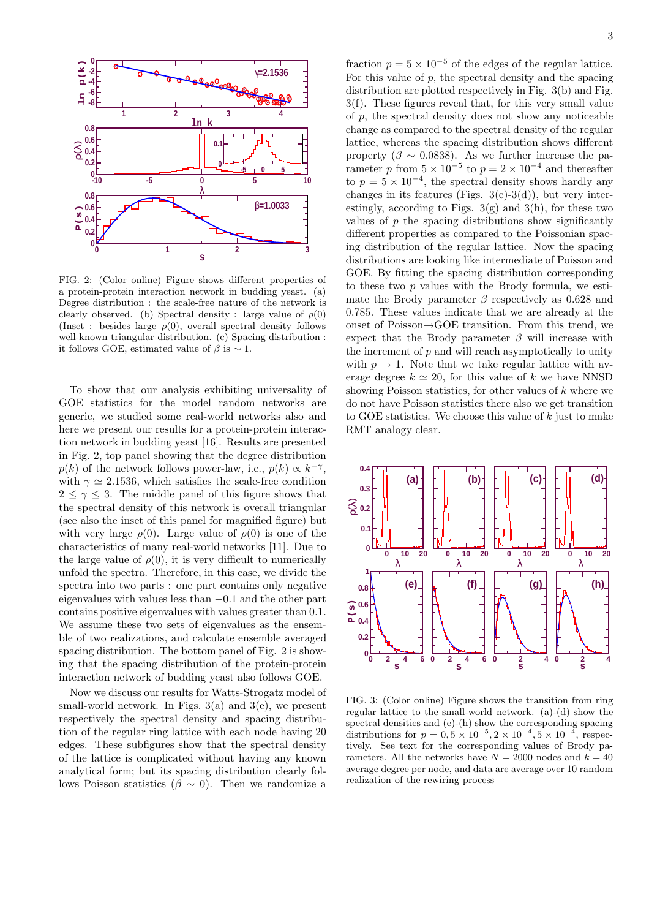FIG. 2: (Color online) Figure shows different properties of a protein-protein interaction network in budding yeast. (a) Degree distribution : the scale-free nature of the network is clearly observed. (b) Spectral density : large value of $\rho(0)$ (Inset : besides large $\rho(0)$, overall spectral density follows well-known triangular distribution. (c) Spacing distribution : it follows GOE, estimated value of $\beta$ is $\sim 1$.

To show that our analysis exhibiting universality of GOE statistics for the model random networks are generic, we studied some real-world networks also and here we present our results for a protein-protein interaction network in budding yeast [16]. Results are presented in Fig. 2, top panel showing that the degree distribution $p(k)$ of the network follows power-law, i.e., $p(k) \propto k^{-\gamma}$, with $\gamma \simeq 2.1536$, which satisfies the scale-free condition $2 \leq \gamma \leq 3$. The middle panel of this figure shows that the spectral density of this network is overall triangular (see also the inset of this panel for magnified figure) but with very large $\rho(0)$. Large value of $\rho(0)$ is one of the characteristics of many real-world networks [11]. Due to the large value of $\rho(0)$, it is very difficult to numerically unfold the spectra. Therefore, in this case, we divide the spectra into two parts : one part contains only negative eigenvalues with values less than $-0.1$ and the other part contains positive eigenvalues with values greater than 0.1. We assume these two sets of eigenvalues as the ensemble of two realizations, and calculate ensemble averaged spacing distribution. The bottom panel of Fig. 2 is showing that the spacing distribution of the protein-protein interaction network of budding yeast also follows GOE.

Now we discuss our results for Watts-Strogatz model of small-world network. In Figs. 3(a) and 3(e), we present respectively the spectral density and spacing distribution of the regular ring lattice with each node having 20 edges. These subfigures show that the spectral density of the lattice is complicated without having any known analytical form; but its spacing distribution clearly follows Poisson statistics ($\beta \sim 0$). Then we randomize a fraction $p = 5 \times 10^{-5}$ of the edges of the regular lattice. For this value of $p$, the spectral density and the spacing distribution are plotted respectively in Fig. 3(b) and Fig. 3(f). These figures reveal that, for this very small value of $p$, the spectral density does not show any noticeable change as compared to the spectral density of the regular lattice, whereas the spacing distribution shows different property ($\beta \sim 0.0838$). As we further increase the parameter $p$ from $5 \times 10^{-5}$ to $p = 2 \times 10^{-4}$ and thereafter to $p = 5 \times 10^{-4}$, the spectral density shows hardly any changes in its features (Figs. 3(c)-3(d)), but very interestingly, according to Figs. 3(g) and 3(h), for these two values of $p$ the spacing distributions show significantly different properties as compared to the Poissonian spacing distribution of the regular lattice. Now the spacing distributions are looking like intermediate of Poisson and GOE. By fitting the spacing distribution corresponding to these two $p$ values with the Brody formula, we estimate the Brody parameter $\beta$ respectively as 0.628 and 0.785. These values indicate that we are already at the onset of Poisson→GOE transition. From this trend, we expect that the Brody parameter $\beta$ will increase with the increment of $p$ and will reach asymptotically to unity with $p \to 1$. Note that we take regular lattice with average degree $k \simeq 20$, for this value of $k$ we have NNSD showing Poisson statistics, for other values of $k$ where we do not have Poisson statistics there also we get transition to GOE statistics. We choose this value of $k$ just to make RMT analogy clear.

FIG. 3: (Color online) Figure shows the transition from ring regular lattice to the small-world network. (a)-(d) show the spectral densities and (e)-(h) show the corresponding spacing distributions for $p = 0, 5 \times 10^{-5}, 2 \times 10^{-4}, 5 \times 10^{-4}$, respectively. See text for the corresponding values of Brody parameters. All the networks have $N = 2000$ nodes and $k = 40$ average degree per node, and data are average over 10 random realization of the rewiring process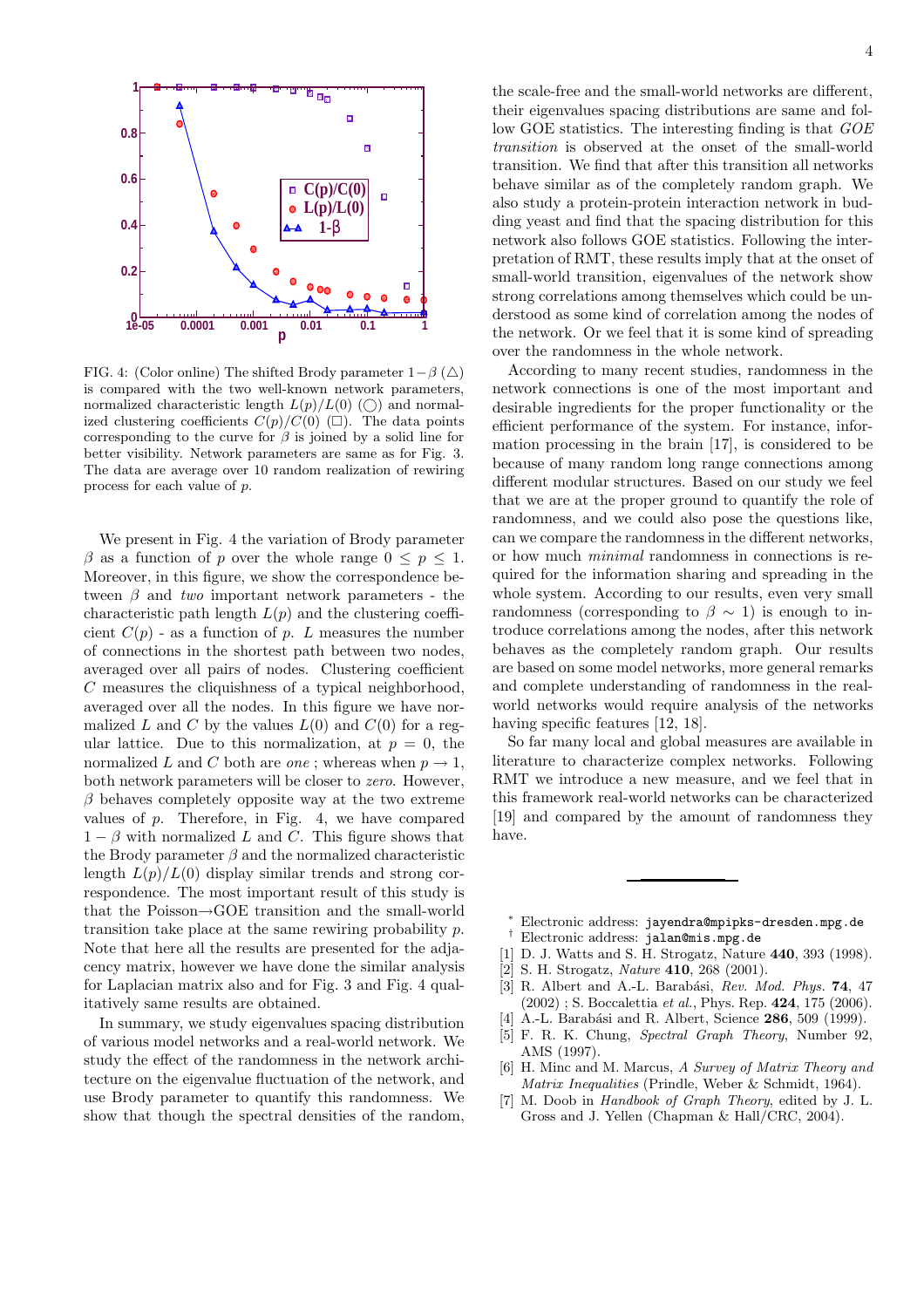FIG. 4: (Color online) The shifted Brody parameter $1-\beta$ (△) is compared with the two well-known network parameters, normalized characteristic length $L(p)/L(0)$ (◯) and normalized clustering coefficients $C(p)/C(0)$ (□). The data points corresponding to the curve for $\beta$ is joined by a solid line for better visibility. Network parameters are same as for Fig. 3. The data are average over 10 random realization of rewiring process for each value of $p$.

We present in Fig. 4 the variation of Brody parameter $\beta$ as a function of $p$ over the whole range $0 \leq p \leq 1$. Moreover, in this figure, we show the correspondence between $\beta$ and *two* important network parameters - the characteristic path length $L(p)$ and the clustering coefficient $C(p)$ - as a function of $p$. $L$ measures the number of connections in the shortest path between two nodes, averaged over all pairs of nodes. Clustering coefficient $C$ measures the cliquishness of a typical neighborhood, averaged over all the nodes. In this figure we have normalized $L$ and $C$ by the values $L(0)$ and $C(0)$ for a regular lattice. Due to this normalization, at $p = 0$, the normalized $L$ and $C$ both are *one* ; whereas when $p \to 1$, both network parameters will be closer to *zero*. However, $\beta$ behaves completely opposite way at the two extreme values of $p$. Therefore, in Fig. 4, we have compared $1 - \beta$ with normalized $L$ and $C$. This figure shows that the Brody parameter $\beta$ and the normalized characteristic length $L(p)/L(0)$ display similar trends and strong correspondence. The most important result of this study is that the Poisson→GOE transition and the small-world transition take place at the same rewiring probability $p$. Note that here all the results are presented for the adjacency matrix, however we have done the similar analysis for Laplacian matrix also and for Fig. 3 and Fig. 4 qualitatively same results are obtained.

In summary, we study eigenvalues spacing distribution of various model networks and a real-world network. We study the effect of the randomness in the network architecture on the eigenvalue fluctuation of the network, and use Brody parameter to quantify this randomness. We show that though the spectral densities of the random, the scale-free and the small-world networks are different, their eigenvalues spacing distributions are same and follow GOE statistics. The interesting finding is that *GOE transition* is observed at the onset of the small-world transition. We find that after this transition all networks behave similar as of the completely random graph. We also study a protein-protein interaction network in budding yeast and find that the spacing distribution for this network also follows GOE statistics. Following the interpretation of RMT, these results imply that at the onset of small-world transition, eigenvalues of the network show strong correlations among themselves which could be understood as some kind of correlation among the nodes of the network. Or we feel that it is some kind of spreading over the randomness in the whole network.

According to many recent studies, randomness in the network connections is one of the most important and desirable ingredients for the proper functionality or the efficient performance of the system. For instance, information processing in the brain [17], is considered to be because of many random long range connections among different modular structures. Based on our study we feel that we are at the proper ground to quantify the role of randomness, and we could also pose the questions like, can we compare the randomness in the different networks, or how much *minimal* randomness in connections is required for the information sharing and spreading in the whole system. According to our results, even very small randomness (corresponding to $\beta \sim 1$) is enough to introduce correlations among the nodes, after this network behaves as the completely random graph. Our results are based on some model networks, more general remarks and complete understanding of randomness in the real-world networks would require analysis of the networks having specific features [12, 18].

So far many local and global measures are available in literature to characterize complex networks. Following RMT we introduce a new measure, and we feel that in this framework real-world networks can be characterized [19] and compared by the amount of randomness they have.

---

* Electronic address: `jayendra@mpipks-dresden.mpg.de`
† Electronic address: `jalan@mis.mpg.de`

[1] D. J. Watts and S. H. Strogatz, Nature **440**, 393 (1998).
[2] S. H. Strogatz, *Nature* **410**, 268 (2001).
[3] R. Albert and A.-L. Barabási, *Rev. Mod. Phys.* **74**, 47 (2002) ; S. Boccalettia *et al.*, Phys. Rep. **424**, 175 (2006).
[4] A.-L. Barabási and R. Albert, Science **286**, 509 (1999).
[5] F. R. K. Chung, *Spectral Graph Theory*, Number 92, AMS (1997).
[6] H. Minc and M. Marcus, *A Survey of Matrix Theory and Matrix Inequalities* (Prindle, Weber & Schmidt, 1964).
[7] M. Doob in *Handbook of Graph Theory*, edited by J. L. Gross and J. Yellen (Chapman & Hall/CRC, 2004).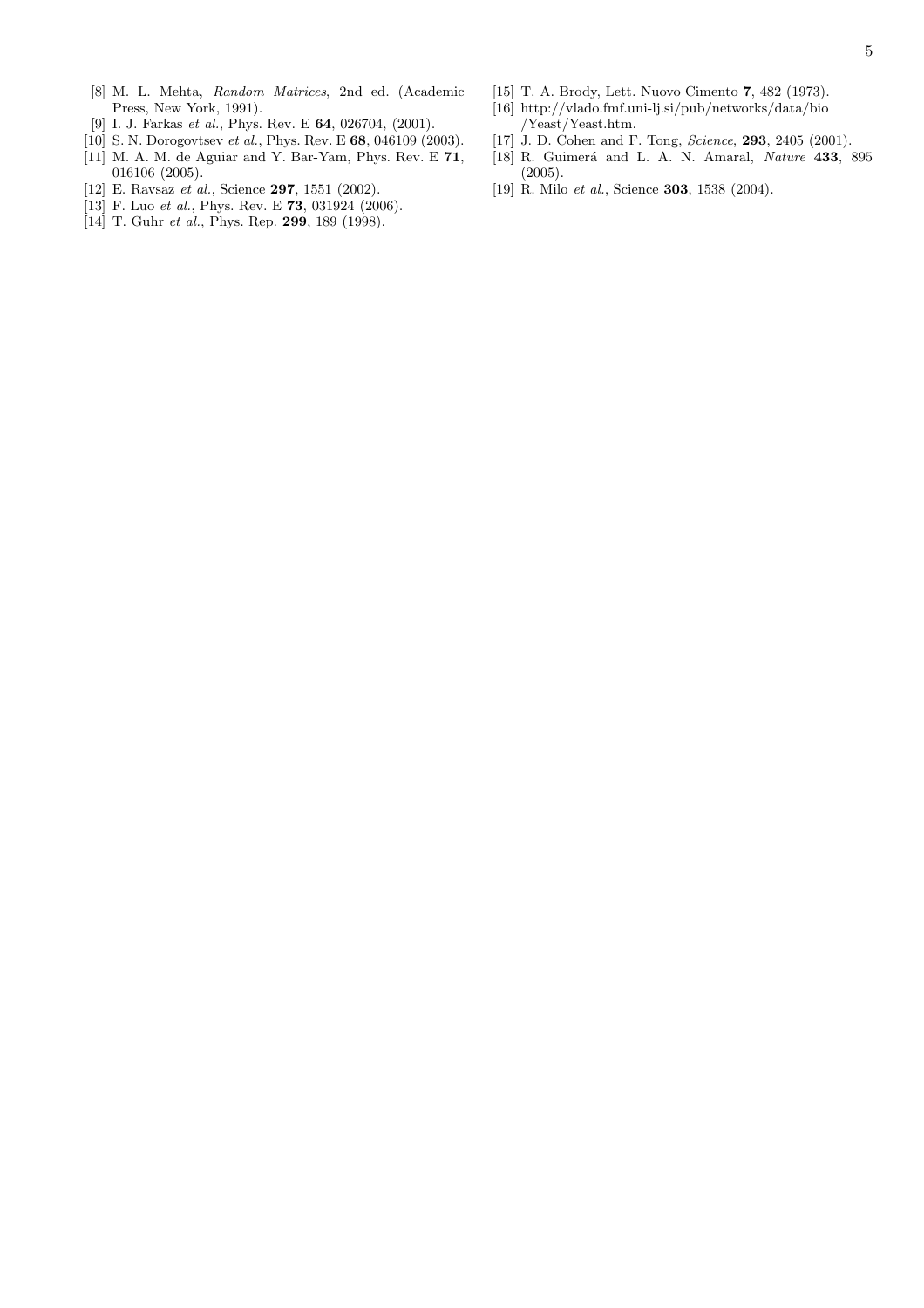[8] M. L. Mehta, *Random Matrices*, 2nd ed. (Academic Press, New York, 1991).

[9] I. J. Farkas *et al.*, Phys. Rev. E **64**, 026704, (2001).

[10] S. N. Dorogovtsev *et al.*, Phys. Rev. E **68**, 046109 (2003).

[11] M. A. M. de Aguiar and Y. Bar-Yam, Phys. Rev. E **71**, 016106 (2005).

[12] E. Ravsaz *et al.*, Science **297**, 1551 (2002).

[13] F. Luo *et al.*, Phys. Rev. E **73**, 031924 (2006).

[14] T. Guhr *et al.*, Phys. Rep. **299**, 189 (1998).

[15] T. A. Brody, Lett. Nuovo Cimento **7**, 482 (1973).

[16] http://vlado.fmf.uni-lj.si/pub/networks/data/bio /Yeast/Yeast.htm.

[17] J. D. Cohen and F. Tong, *Science*, **293**, 2405 (2001).

[18] R. Guimerá and L. A. N. Amaral, *Nature* **433**, 895 (2005).

[19] R. Milo *et al.*, Science **303**, 1538 (2004).